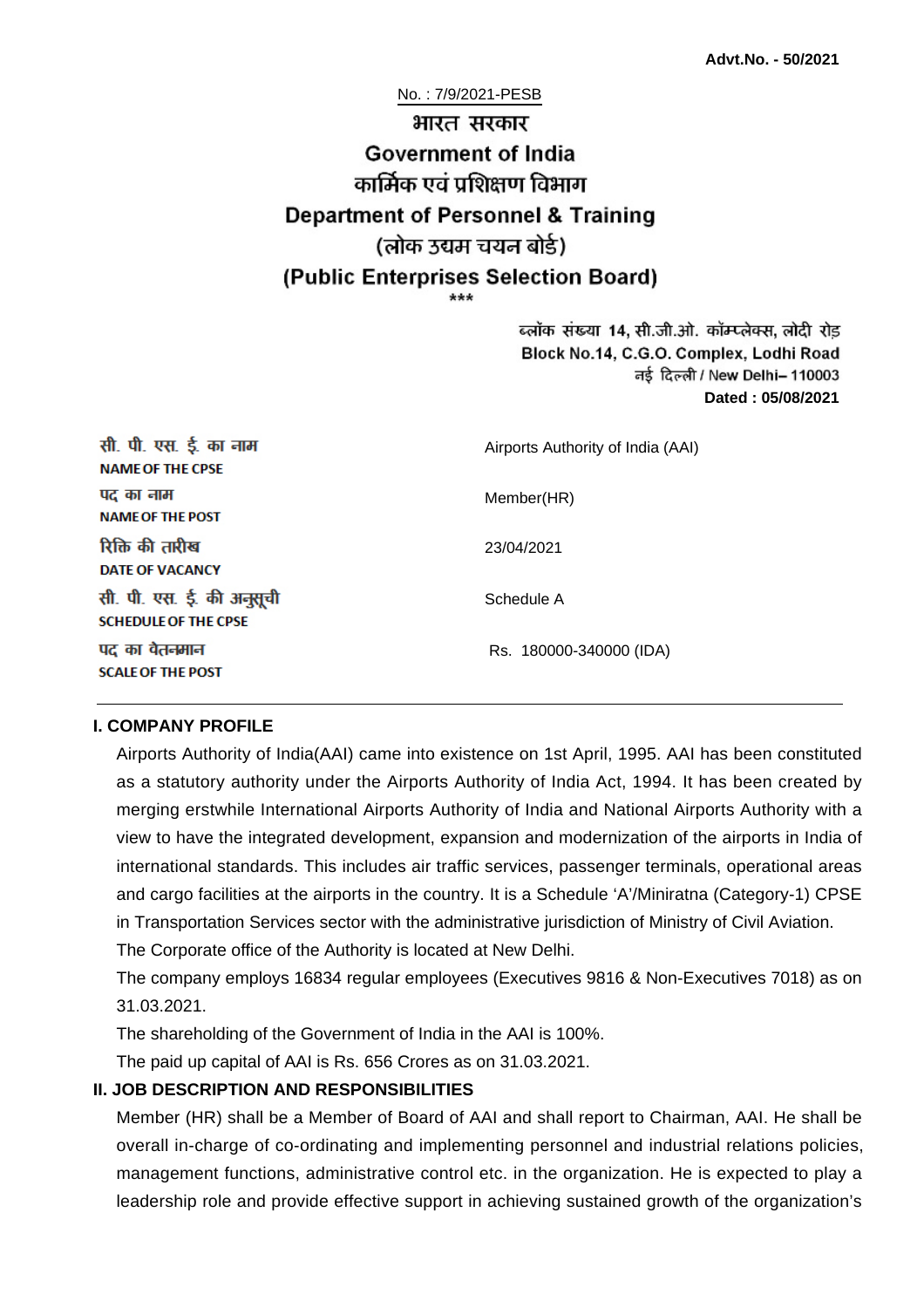**Advt.No. - 50/2021**

No. : 7/9/2021-PESB

# भारत सरकार
# Government of India
## कार्मिक एवं प्रशिक्षण विभाग
## Department of Personnel & Training
## (लोक उद्यम चयन बोर्ड)
## (Public Enterprises Selection Board)

\*\*\*

ब्लॉक संख्या 14, सी.जी.ओ. कॉम्प्लेक्स, लोदी रोड
Block No.14, C.G.O. Complex, Lodhi Road
नई दिल्ली / New Delhi– 110003
**Dated : 05/08/2021**

| | |
|---|---|
| सी. पी. एस. ई. का नाम<br>**NAME OF THE CPSE** | Airports Authority of India (AAI) |
| पद का नाम<br>**NAME OF THE POST** | Member(HR) |
| रिक्ति की तारीख<br>**DATE OF VACANCY** | 23/04/2021 |
| सी. पी. एस. ई. की अनुसूची<br>**SCHEDULE OF THE CPSE** | Schedule A |
| पद का वेतनमान<br>**SCALE OF THE POST** | Rs. 180000-340000 (IDA) |

### I. COMPANY PROFILE

Airports Authority of India(AAI) came into existence on 1st April, 1995. AAI has been constituted as a statutory authority under the Airports Authority of India Act, 1994. It has been created by merging erstwhile International Airports Authority of India and National Airports Authority with a view to have the integrated development, expansion and modernization of the airports in India of international standards. This includes air traffic services, passenger terminals, operational areas and cargo facilities at the airports in the country. It is a Schedule 'A'/Miniratna (Category-1) CPSE in Transportation Services sector with the administrative jurisdiction of Ministry of Civil Aviation.

The Corporate office of the Authority is located at New Delhi.

The company employs 16834 regular employees (Executives 9816 & Non-Executives 7018) as on 31.03.2021.

The shareholding of the Government of India in the AAI is 100%.

The paid up capital of AAI is Rs. 656 Crores as on 31.03.2021.

### II. JOB DESCRIPTION AND RESPONSIBILITIES

Member (HR) shall be a Member of Board of AAI and shall report to Chairman, AAI. He shall be overall in-charge of co-ordinating and implementing personnel and industrial relations policies, management functions, administrative control etc. in the organization. He is expected to play a leadership role and provide effective support in achieving sustained growth of the organization's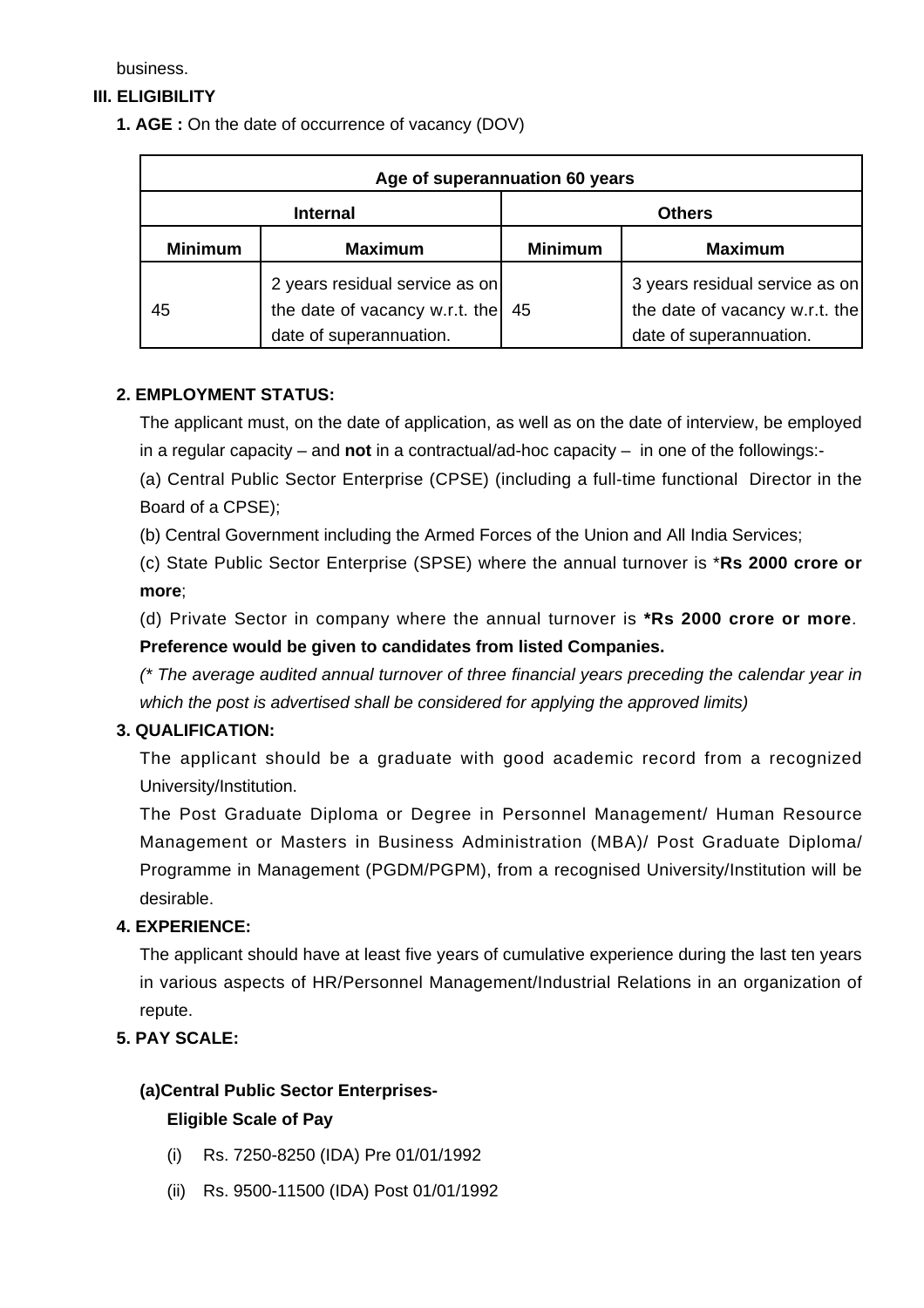business.

### III. ELIGIBILITY

**1. AGE :** On the date of occurrence of vacancy (DOV)

| Age of superannuation 60 years | | | |
|---|---|---|---|
| **Internal** | | **Others** | |
| **Minimum** | **Maximum** | **Minimum** | **Maximum** |
| 45 | 2 years residual service as on the date of vacancy w.r.t. the date of superannuation. | 45 | 3 years residual service as on the date of vacancy w.r.t. the date of superannuation. |

**2. EMPLOYMENT STATUS:**

The applicant must, on the date of application, as well as on the date of interview, be employed in a regular capacity – and **not** in a contractual/ad-hoc capacity – in one of the followings:-

(a) Central Public Sector Enterprise (CPSE) (including a full-time functional Director in the Board of a CPSE);

(b) Central Government including the Armed Forces of the Union and All India Services;

(c) State Public Sector Enterprise (SPSE) where the annual turnover is ***Rs 2000 crore or more**;

(d) Private Sector in company where the annual turnover is ***Rs 2000 crore or more**.

**Preference would be given to candidates from listed Companies.**

*(* The average audited annual turnover of three financial years preceding the calendar year in which the post is advertised shall be considered for applying the approved limits)*

**3. QUALIFICATION:**

The applicant should be a graduate with good academic record from a recognized University/Institution.

The Post Graduate Diploma or Degree in Personnel Management/ Human Resource Management or Masters in Business Administration (MBA)/ Post Graduate Diploma/ Programme in Management (PGDM/PGPM), from a recognised University/Institution will be desirable.

**4. EXPERIENCE:**

The applicant should have at least five years of cumulative experience during the last ten years in various aspects of HR/Personnel Management/Industrial Relations in an organization of repute.

**5. PAY SCALE:**

**(a)Central Public Sector Enterprises-**

**Eligible Scale of Pay**

(i) Rs. 7250-8250 (IDA) Pre 01/01/1992

(ii) Rs. 9500-11500 (IDA) Post 01/01/1992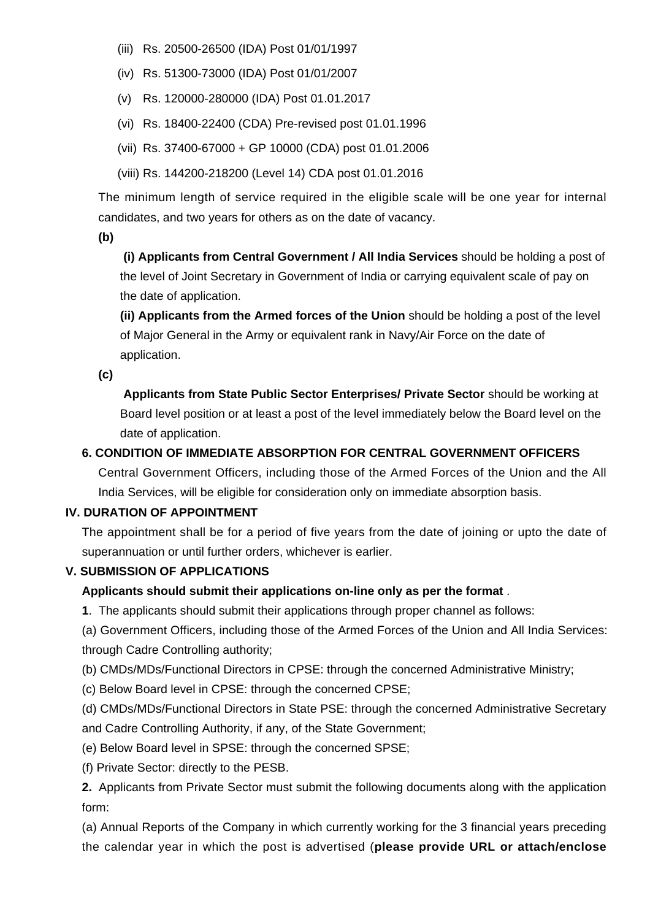(iii) Rs. 20500-26500 (IDA) Post 01/01/1997

(iv) Rs. 51300-73000 (IDA) Post 01/01/2007

(v) Rs. 120000-280000 (IDA) Post 01.01.2017

(vi) Rs. 18400-22400 (CDA) Pre-revised post 01.01.1996

(vii) Rs. 37400-67000 + GP 10000 (CDA) post 01.01.2006

(viii) Rs. 144200-218200 (Level 14) CDA post 01.01.2016

The minimum length of service required in the eligible scale will be one year for internal candidates, and two years for others as on the date of vacancy.

**(b)**

**(i) Applicants from Central Government / All India Services** should be holding a post of the level of Joint Secretary in Government of India or carrying equivalent scale of pay on the date of application.

**(ii) Applicants from the Armed forces of the Union** should be holding a post of the level of Major General in the Army or equivalent rank in Navy/Air Force on the date of application.

**(c)**

**Applicants from State Public Sector Enterprises/ Private Sector** should be working at Board level position or at least a post of the level immediately below the Board level on the date of application.

**6. CONDITION OF IMMEDIATE ABSORPTION FOR CENTRAL GOVERNMENT OFFICERS**

Central Government Officers, including those of the Armed Forces of the Union and the All India Services, will be eligible for consideration only on immediate absorption basis.

**IV. DURATION OF APPOINTMENT**

The appointment shall be for a period of five years from the date of joining or upto the date of superannuation or until further orders, whichever is earlier.

**V. SUBMISSION OF APPLICATIONS**

**Applicants should submit their applications on-line only as per the format** .

**1**. The applicants should submit their applications through proper channel as follows:

(a) Government Officers, including those of the Armed Forces of the Union and All India Services: through Cadre Controlling authority;

(b) CMDs/MDs/Functional Directors in CPSE: through the concerned Administrative Ministry;

(c) Below Board level in CPSE: through the concerned CPSE;

(d) CMDs/MDs/Functional Directors in State PSE: through the concerned Administrative Secretary and Cadre Controlling Authority, if any, of the State Government;

(e) Below Board level in SPSE: through the concerned SPSE;

(f) Private Sector: directly to the PESB.

**2.** Applicants from Private Sector must submit the following documents along with the application form:

(a) Annual Reports of the Company in which currently working for the 3 financial years preceding the calendar year in which the post is advertised (**please provide URL or attach/enclose**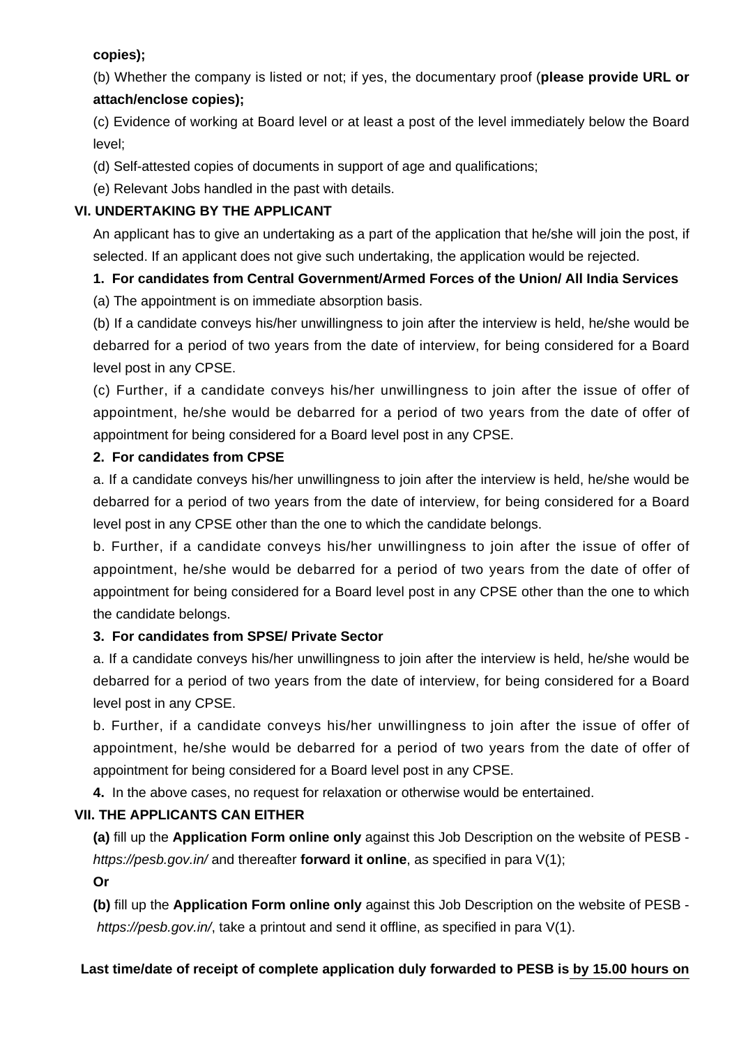**copies);**

(b) Whether the company is listed or not; if yes, the documentary proof (**please provide URL or attach/enclose copies);**

(c) Evidence of working at Board level or at least a post of the level immediately below the Board level;

(d) Self-attested copies of documents in support of age and qualifications;

(e) Relevant Jobs handled in the past with details.

**VI. UNDERTAKING BY THE APPLICANT**

An applicant has to give an undertaking as a part of the application that he/she will join the post, if selected. If an applicant does not give such undertaking, the application would be rejected.

**1. For candidates from Central Government/Armed Forces of the Union/ All India Services**

(a) The appointment is on immediate absorption basis.

(b) If a candidate conveys his/her unwillingness to join after the interview is held, he/she would be debarred for a period of two years from the date of interview, for being considered for a Board level post in any CPSE.

(c) Further, if a candidate conveys his/her unwillingness to join after the issue of offer of appointment, he/she would be debarred for a period of two years from the date of offer of appointment for being considered for a Board level post in any CPSE.

**2. For candidates from CPSE**

a. If a candidate conveys his/her unwillingness to join after the interview is held, he/she would be debarred for a period of two years from the date of interview, for being considered for a Board level post in any CPSE other than the one to which the candidate belongs.

b. Further, if a candidate conveys his/her unwillingness to join after the issue of offer of appointment, he/she would be debarred for a period of two years from the date of offer of appointment for being considered for a Board level post in any CPSE other than the one to which the candidate belongs.

**3. For candidates from SPSE/ Private Sector**

a. If a candidate conveys his/her unwillingness to join after the interview is held, he/she would be debarred for a period of two years from the date of interview, for being considered for a Board level post in any CPSE.

b. Further, if a candidate conveys his/her unwillingness to join after the issue of offer of appointment, he/she would be debarred for a period of two years from the date of offer of appointment for being considered for a Board level post in any CPSE.

**4.** In the above cases, no request for relaxation or otherwise would be entertained.

**VII. THE APPLICANTS CAN EITHER**

**(a)** fill up the **Application Form online only** against this Job Description on the website of PESB - *https://pesb.gov.in/* and thereafter **forward it online**, as specified in para V(1);

**Or**

**(b)** fill up the **Application Form online only** against this Job Description on the website of PESB - *https://pesb.gov.in/*, take a printout and send it offline, as specified in para V(1).

**Last time/date of receipt of complete application duly forwarded to PESB is by 15.00 hours on**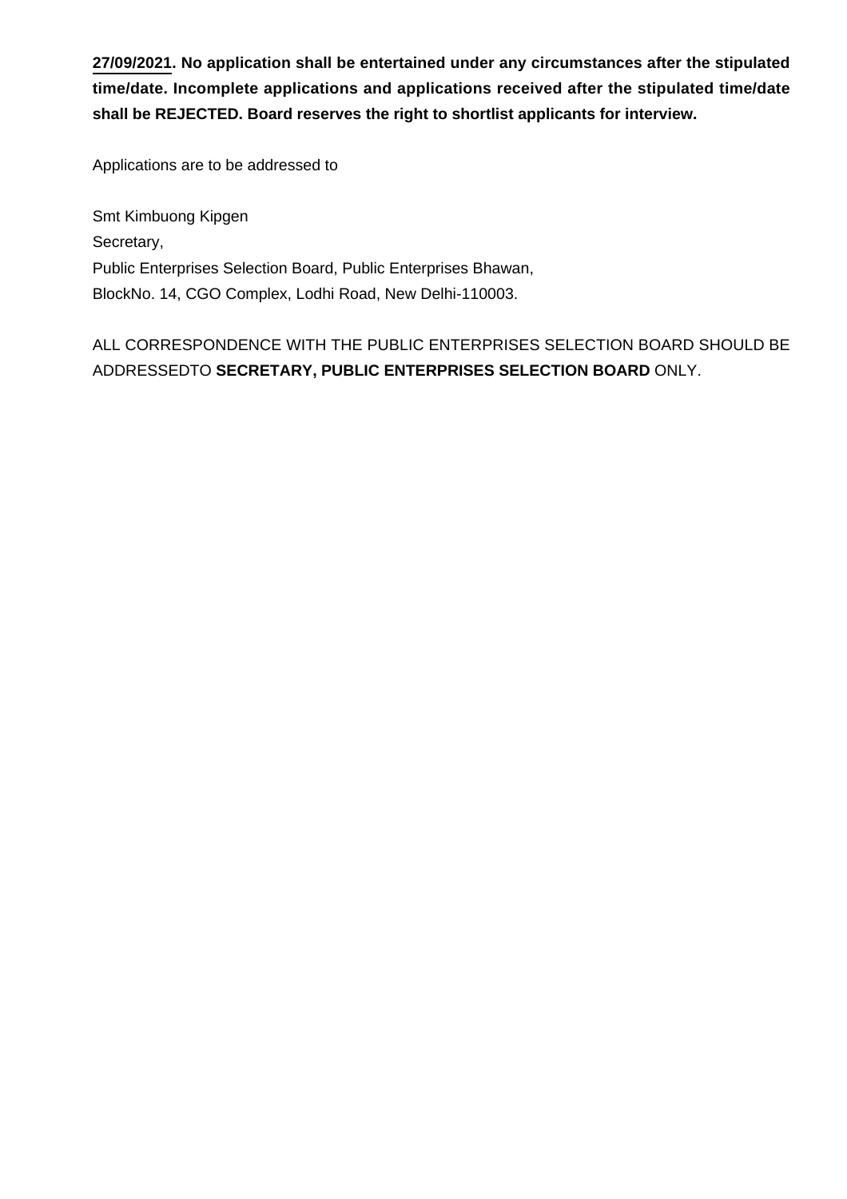**27/09/2021. No application shall be entertained under any circumstances after the stipulated time/date. Incomplete applications and applications received after the stipulated time/date shall be REJECTED. Board reserves the right to shortlist applicants for interview.**

Applications are to be addressed to

Smt Kimbuong Kipgen  
Secretary,  
Public Enterprises Selection Board, Public Enterprises Bhawan,  
BlockNo. 14, CGO Complex, Lodhi Road, New Delhi-110003.

ALL CORRESPONDENCE WITH THE PUBLIC ENTERPRISES SELECTION BOARD SHOULD BE ADDRESSEDTO **SECRETARY, PUBLIC ENTERPRISES SELECTION BOARD** ONLY.